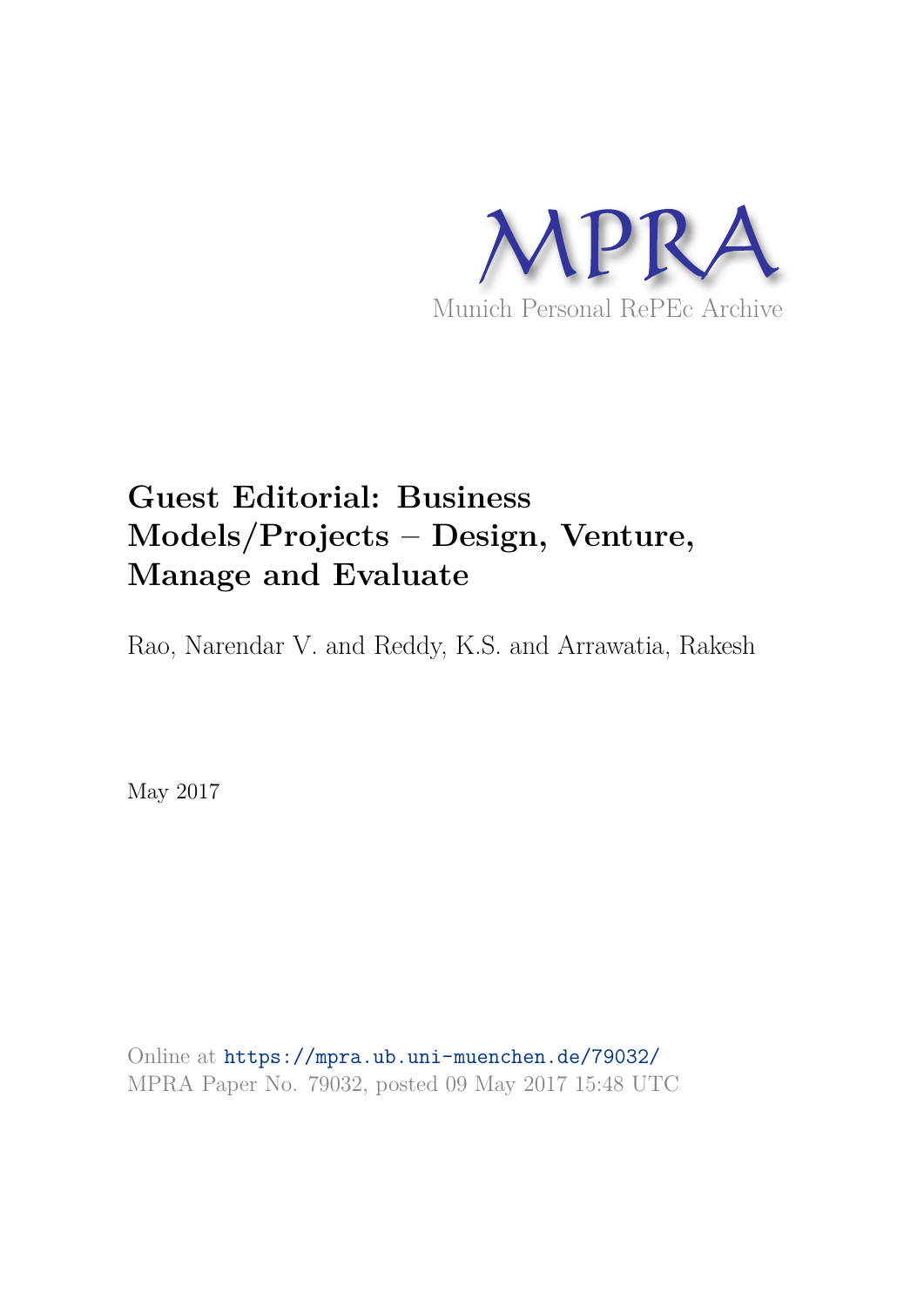MPRA

Munich Personal RePEc Archive

# Guest Editorial: Business Models/Projects – Design, Venture, Manage and Evaluate

Rao, Narendar V. and Reddy, K.S. and Arrawatia, Rakesh

May 2017

Online at https://mpra.ub.uni-muenchen.de/79032/
MPRA Paper No. 79032, posted 09 May 2017 15:48 UTC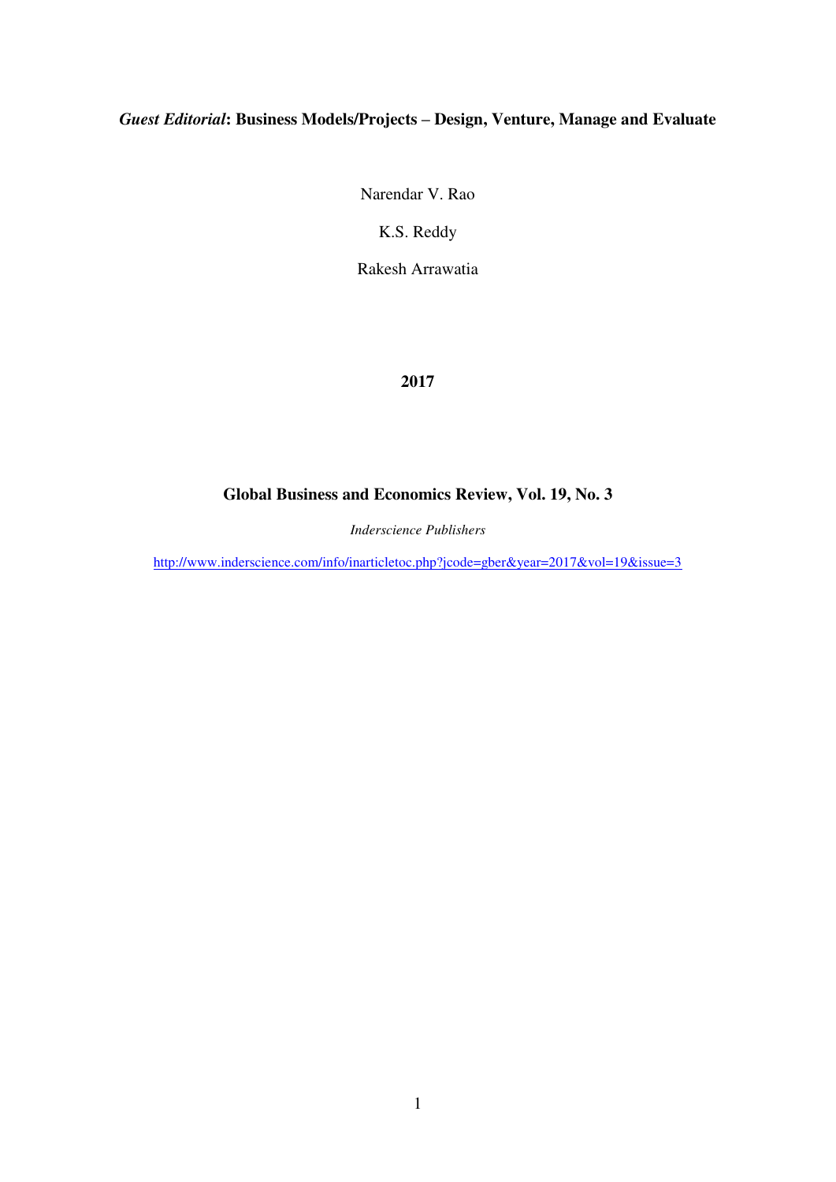***Guest Editorial*: Business Models/Projects – Design, Venture, Manage and Evaluate**

Narendar V. Rao

K.S. Reddy

Rakesh Arrawatia

**2017**

**Global Business and Economics Review, Vol. 19, No. 3**

*Inderscience Publishers*

http://www.inderscience.com/info/inarticletoc.php?jcode=gber&year=2017&vol=19&issue=3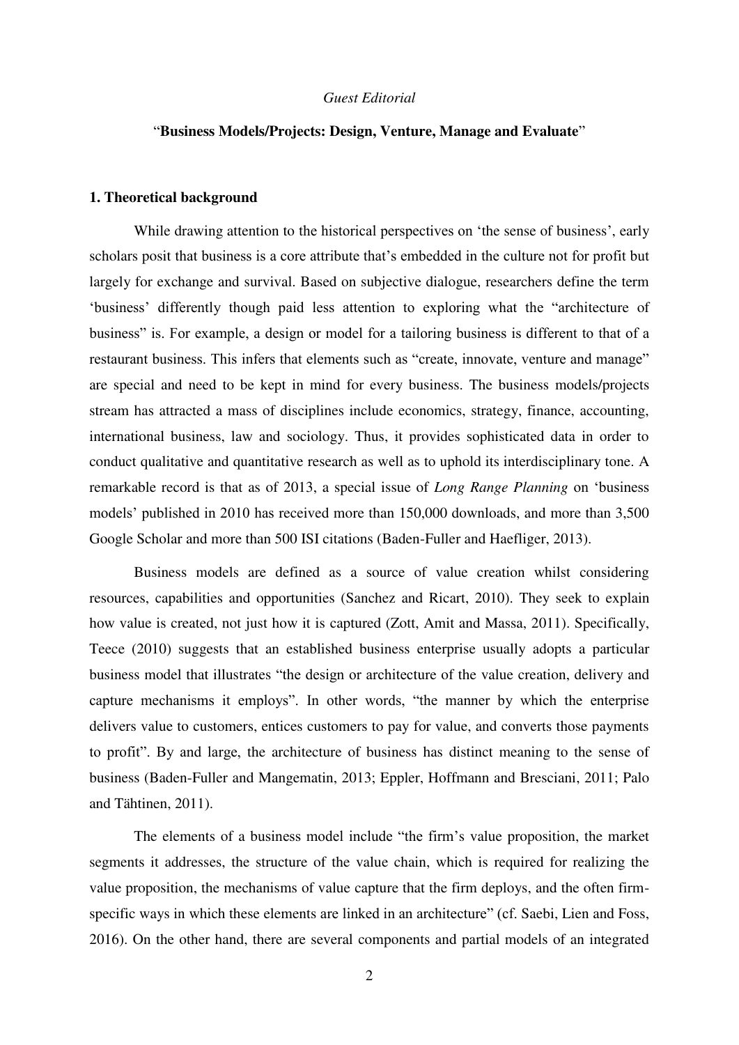*Guest Editorial*

"**Business Models/Projects: Design, Venture, Manage and Evaluate**"

### 1. Theoretical background

While drawing attention to the historical perspectives on 'the sense of business', early scholars posit that business is a core attribute that's embedded in the culture not for profit but largely for exchange and survival. Based on subjective dialogue, researchers define the term 'business' differently though paid less attention to exploring what the "architecture of business" is. For example, a design or model for a tailoring business is different to that of a restaurant business. This infers that elements such as "create, innovate, venture and manage" are special and need to be kept in mind for every business. The business models/projects stream has attracted a mass of disciplines include economics, strategy, finance, accounting, international business, law and sociology. Thus, it provides sophisticated data in order to conduct qualitative and quantitative research as well as to uphold its interdisciplinary tone. A remarkable record is that as of 2013, a special issue of *Long Range Planning* on 'business models' published in 2010 has received more than 150,000 downloads, and more than 3,500 Google Scholar and more than 500 ISI citations (Baden-Fuller and Haefliger, 2013).

Business models are defined as a source of value creation whilst considering resources, capabilities and opportunities (Sanchez and Ricart, 2010). They seek to explain how value is created, not just how it is captured (Zott, Amit and Massa, 2011). Specifically, Teece (2010) suggests that an established business enterprise usually adopts a particular business model that illustrates "the design or architecture of the value creation, delivery and capture mechanisms it employs". In other words, "the manner by which the enterprise delivers value to customers, entices customers to pay for value, and converts those payments to profit". By and large, the architecture of business has distinct meaning to the sense of business (Baden-Fuller and Mangematin, 2013; Eppler, Hoffmann and Bresciani, 2011; Palo and Tähtinen, 2011).

The elements of a business model include "the firm's value proposition, the market segments it addresses, the structure of the value chain, which is required for realizing the value proposition, the mechanisms of value capture that the firm deploys, and the often firm-specific ways in which these elements are linked in an architecture" (cf. Saebi, Lien and Foss, 2016). On the other hand, there are several components and partial models of an integrated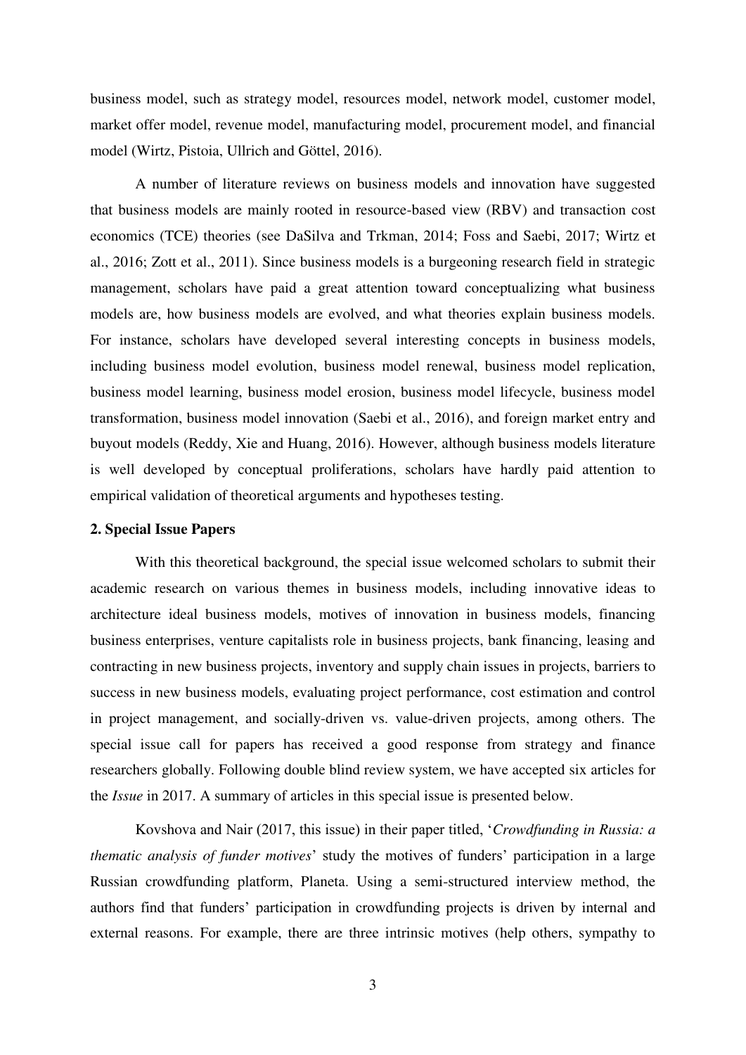business model, such as strategy model, resources model, network model, customer model, market offer model, revenue model, manufacturing model, procurement model, and financial model (Wirtz, Pistoia, Ullrich and Göttel, 2016).

A number of literature reviews on business models and innovation have suggested that business models are mainly rooted in resource-based view (RBV) and transaction cost economics (TCE) theories (see DaSilva and Trkman, 2014; Foss and Saebi, 2017; Wirtz et al., 2016; Zott et al., 2011). Since business models is a burgeoning research field in strategic management, scholars have paid a great attention toward conceptualizing what business models are, how business models are evolved, and what theories explain business models. For instance, scholars have developed several interesting concepts in business models, including business model evolution, business model renewal, business model replication, business model learning, business model erosion, business model lifecycle, business model transformation, business model innovation (Saebi et al., 2016), and foreign market entry and buyout models (Reddy, Xie and Huang, 2016). However, although business models literature is well developed by conceptual proliferations, scholars have hardly paid attention to empirical validation of theoretical arguments and hypotheses testing.

## 2. Special Issue Papers

With this theoretical background, the special issue welcomed scholars to submit their academic research on various themes in business models, including innovative ideas to architecture ideal business models, motives of innovation in business models, financing business enterprises, venture capitalists role in business projects, bank financing, leasing and contracting in new business projects, inventory and supply chain issues in projects, barriers to success in new business models, evaluating project performance, cost estimation and control in project management, and socially-driven vs. value-driven projects, among others. The special issue call for papers has received a good response from strategy and finance researchers globally. Following double blind review system, we have accepted six articles for the *Issue* in 2017. A summary of articles in this special issue is presented below.

Kovshova and Nair (2017, this issue) in their paper titled, '*Crowdfunding in Russia: a thematic analysis of funder motives*' study the motives of funders' participation in a large Russian crowdfunding platform, Planeta. Using a semi-structured interview method, the authors find that funders' participation in crowdfunding projects is driven by internal and external reasons. For example, there are three intrinsic motives (help others, sympathy to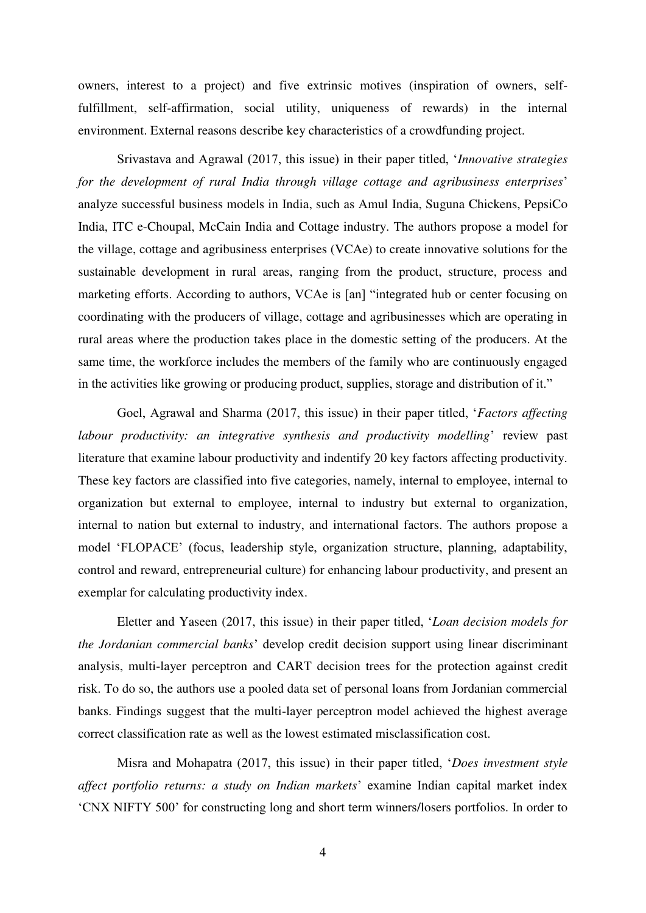owners, interest to a project) and five extrinsic motives (inspiration of owners, self-fulfillment, self-affirmation, social utility, uniqueness of rewards) in the internal environment. External reasons describe key characteristics of a crowdfunding project.

Srivastava and Agrawal (2017, this issue) in their paper titled, '*Innovative strategies for the development of rural India through village cottage and agribusiness enterprises*' analyze successful business models in India, such as Amul India, Suguna Chickens, PepsiCo India, ITC e-Choupal, McCain India and Cottage industry. The authors propose a model for the village, cottage and agribusiness enterprises (VCAe) to create innovative solutions for the sustainable development in rural areas, ranging from the product, structure, process and marketing efforts. According to authors, VCAe is [an] "integrated hub or center focusing on coordinating with the producers of village, cottage and agribusinesses which are operating in rural areas where the production takes place in the domestic setting of the producers. At the same time, the workforce includes the members of the family who are continuously engaged in the activities like growing or producing product, supplies, storage and distribution of it."

Goel, Agrawal and Sharma (2017, this issue) in their paper titled, '*Factors affecting labour productivity: an integrative synthesis and productivity modelling*' review past literature that examine labour productivity and indentify 20 key factors affecting productivity. These key factors are classified into five categories, namely, internal to employee, internal to organization but external to employee, internal to industry but external to organization, internal to nation but external to industry, and international factors. The authors propose a model 'FLOPACE' (focus, leadership style, organization structure, planning, adaptability, control and reward, entrepreneurial culture) for enhancing labour productivity, and present an exemplar for calculating productivity index.

Eletter and Yaseen (2017, this issue) in their paper titled, '*Loan decision models for the Jordanian commercial banks*' develop credit decision support using linear discriminant analysis, multi-layer perceptron and CART decision trees for the protection against credit risk. To do so, the authors use a pooled data set of personal loans from Jordanian commercial banks. Findings suggest that the multi-layer perceptron model achieved the highest average correct classification rate as well as the lowest estimated misclassification cost.

Misra and Mohapatra (2017, this issue) in their paper titled, '*Does investment style affect portfolio returns: a study on Indian markets*' examine Indian capital market index 'CNX NIFTY 500' for constructing long and short term winners/losers portfolios. In order to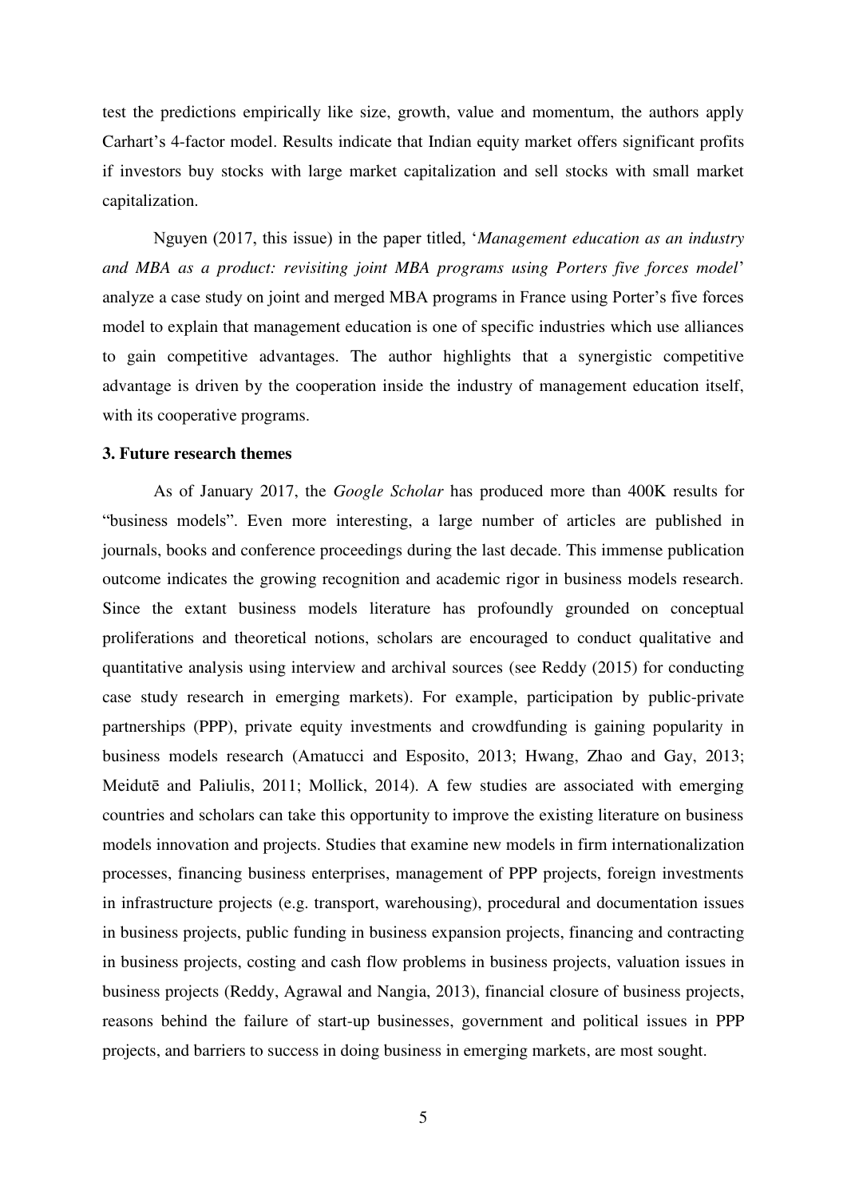test the predictions empirically like size, growth, value and momentum, the authors apply Carhart's 4-factor model. Results indicate that Indian equity market offers significant profits if investors buy stocks with large market capitalization and sell stocks with small market capitalization.

Nguyen (2017, this issue) in the paper titled, '*Management education as an industry and MBA as a product: revisiting joint MBA programs using Porters five forces model*' analyze a case study on joint and merged MBA programs in France using Porter's five forces model to explain that management education is one of specific industries which use alliances to gain competitive advantages. The author highlights that a synergistic competitive advantage is driven by the cooperation inside the industry of management education itself, with its cooperative programs.

### 3. Future research themes

As of January 2017, the *Google Scholar* has produced more than 400K results for "business models". Even more interesting, a large number of articles are published in journals, books and conference proceedings during the last decade. This immense publication outcome indicates the growing recognition and academic rigor in business models research. Since the extant business models literature has profoundly grounded on conceptual proliferations and theoretical notions, scholars are encouraged to conduct qualitative and quantitative analysis using interview and archival sources (see Reddy (2015) for conducting case study research in emerging markets). For example, participation by public-private partnerships (PPP), private equity investments and crowdfunding is gaining popularity in business models research (Amatucci and Esposito, 2013; Hwang, Zhao and Gay, 2013; Meidutē and Paliulis, 2011; Mollick, 2014). A few studies are associated with emerging countries and scholars can take this opportunity to improve the existing literature on business models innovation and projects. Studies that examine new models in firm internationalization processes, financing business enterprises, management of PPP projects, foreign investments in infrastructure projects (e.g. transport, warehousing), procedural and documentation issues in business projects, public funding in business expansion projects, financing and contracting in business projects, costing and cash flow problems in business projects, valuation issues in business projects (Reddy, Agrawal and Nangia, 2013), financial closure of business projects, reasons behind the failure of start-up businesses, government and political issues in PPP projects, and barriers to success in doing business in emerging markets, are most sought.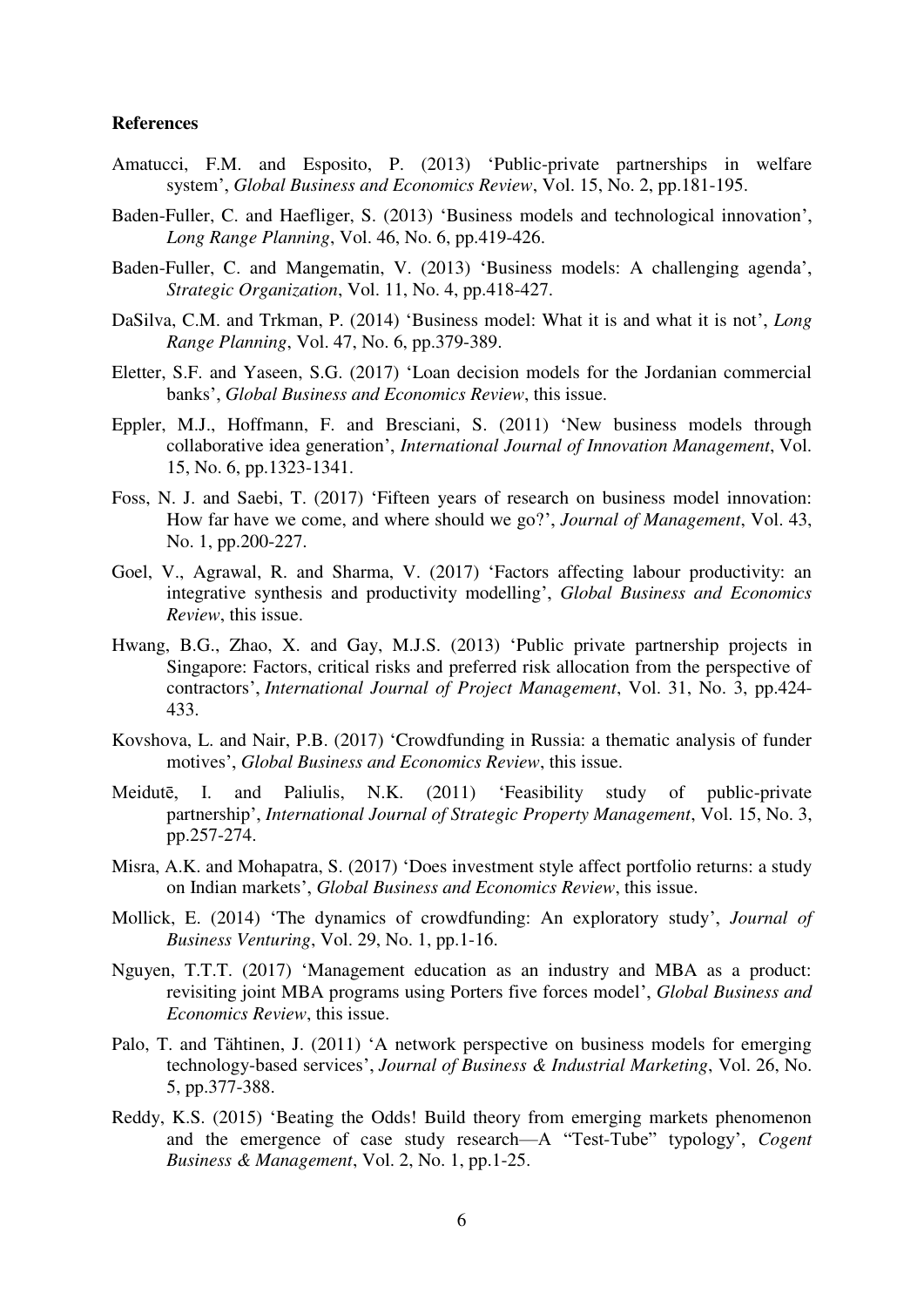**References**

Amatucci, F.M. and Esposito, P. (2013) 'Public-private partnerships in welfare system', *Global Business and Economics Review*, Vol. 15, No. 2, pp.181-195.

Baden-Fuller, C. and Haefliger, S. (2013) 'Business models and technological innovation', *Long Range Planning*, Vol. 46, No. 6, pp.419-426.

Baden-Fuller, C. and Mangematin, V. (2013) 'Business models: A challenging agenda', *Strategic Organization*, Vol. 11, No. 4, pp.418-427.

DaSilva, C.M. and Trkman, P. (2014) 'Business model: What it is and what it is not', *Long Range Planning*, Vol. 47, No. 6, pp.379-389.

Eletter, S.F. and Yaseen, S.G. (2017) 'Loan decision models for the Jordanian commercial banks', *Global Business and Economics Review*, this issue.

Eppler, M.J., Hoffmann, F. and Bresciani, S. (2011) 'New business models through collaborative idea generation', *International Journal of Innovation Management*, Vol. 15, No. 6, pp.1323-1341.

Foss, N. J. and Saebi, T. (2017) 'Fifteen years of research on business model innovation: How far have we come, and where should we go?', *Journal of Management*, Vol. 43, No. 1, pp.200-227.

Goel, V., Agrawal, R. and Sharma, V. (2017) 'Factors affecting labour productivity: an integrative synthesis and productivity modelling', *Global Business and Economics Review*, this issue.

Hwang, B.G., Zhao, X. and Gay, M.J.S. (2013) 'Public private partnership projects in Singapore: Factors, critical risks and preferred risk allocation from the perspective of contractors', *International Journal of Project Management*, Vol. 31, No. 3, pp.424-433.

Kovshova, L. and Nair, P.B. (2017) 'Crowdfunding in Russia: a thematic analysis of funder motives', *Global Business and Economics Review*, this issue.

Meidutē, I. and Paliulis, N.K. (2011) 'Feasibility study of public-private partnership', *International Journal of Strategic Property Management*, Vol. 15, No. 3, pp.257-274.

Misra, A.K. and Mohapatra, S. (2017) 'Does investment style affect portfolio returns: a study on Indian markets', *Global Business and Economics Review*, this issue.

Mollick, E. (2014) 'The dynamics of crowdfunding: An exploratory study', *Journal of Business Venturing*, Vol. 29, No. 1, pp.1-16.

Nguyen, T.T.T. (2017) 'Management education as an industry and MBA as a product: revisiting joint MBA programs using Porters five forces model', *Global Business and Economics Review*, this issue.

Palo, T. and Tähtinen, J. (2011) 'A network perspective on business models for emerging technology-based services', *Journal of Business & Industrial Marketing*, Vol. 26, No. 5, pp.377-388.

Reddy, K.S. (2015) 'Beating the Odds! Build theory from emerging markets phenomenon and the emergence of case study research—A "Test-Tube" typology', *Cogent Business & Management*, Vol. 2, No. 1, pp.1-25.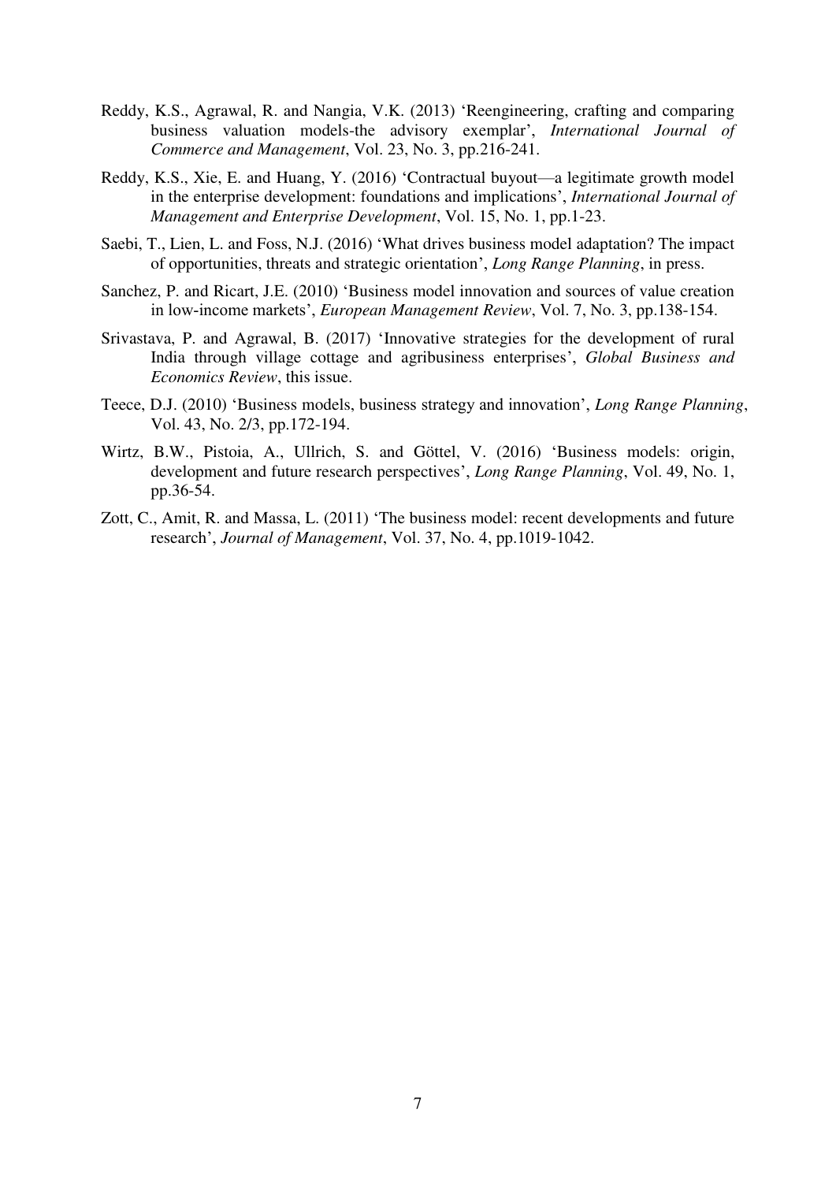Reddy, K.S., Agrawal, R. and Nangia, V.K. (2013) 'Reengineering, crafting and comparing business valuation models-the advisory exemplar', *International Journal of Commerce and Management*, Vol. 23, No. 3, pp.216-241.

Reddy, K.S., Xie, E. and Huang, Y. (2016) 'Contractual buyout—a legitimate growth model in the enterprise development: foundations and implications', *International Journal of Management and Enterprise Development*, Vol. 15, No. 1, pp.1-23.

Saebi, T., Lien, L. and Foss, N.J. (2016) 'What drives business model adaptation? The impact of opportunities, threats and strategic orientation', *Long Range Planning*, in press.

Sanchez, P. and Ricart, J.E. (2010) 'Business model innovation and sources of value creation in low-income markets', *European Management Review*, Vol. 7, No. 3, pp.138-154.

Srivastava, P. and Agrawal, B. (2017) 'Innovative strategies for the development of rural India through village cottage and agribusiness enterprises', *Global Business and Economics Review*, this issue.

Teece, D.J. (2010) 'Business models, business strategy and innovation', *Long Range Planning*, Vol. 43, No. 2/3, pp.172-194.

Wirtz, B.W., Pistoia, A., Ullrich, S. and Göttel, V. (2016) 'Business models: origin, development and future research perspectives', *Long Range Planning*, Vol. 49, No. 1, pp.36-54.

Zott, C., Amit, R. and Massa, L. (2011) 'The business model: recent developments and future research', *Journal of Management*, Vol. 37, No. 4, pp.1019-1042.